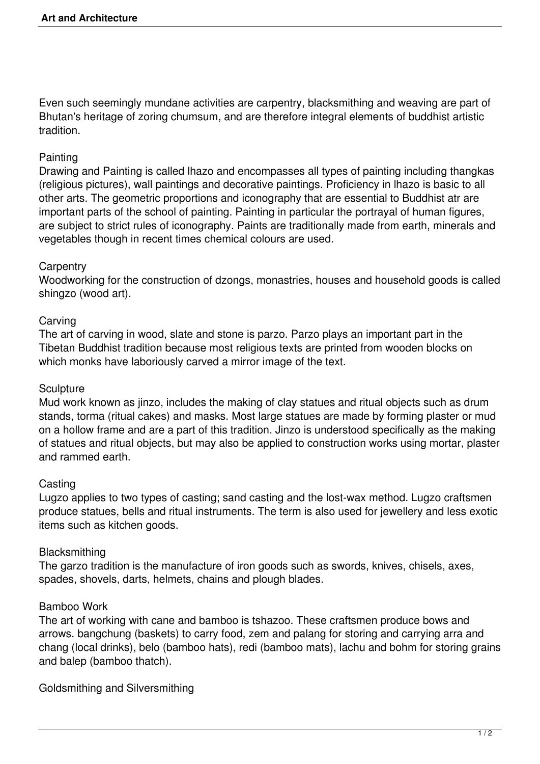Even such seemingly mundane activities are carpentry, blacksmithing and weaving are part of Bhutan's heritage of zoring chumsum, and are therefore integral elements of buddhist artistic tradition.

## Painting

Drawing and Painting is called lhazo and encompasses all types of painting including thangkas (religious pictures), wall paintings and decorative paintings. Proficiency in lhazo is basic to all other arts. The geometric proportions and iconography that are essential to Buddhist atr are important parts of the school of painting. Painting in particular the portrayal of human figures, are subject to strict rules of iconography. Paints are traditionally made from earth, minerals and vegetables though in recent times chemical colours are used.

## Carpentry

Woodworking for the construction of dzongs, monastries, houses and household goods is called shingzo (wood art).

## Carving

The art of carving in wood, slate and stone is parzo. Parzo plays an important part in the Tibetan Buddhist tradition because most religious texts are printed from wooden blocks on which monks have laboriously carved a mirror image of the text.

## Sculpture

Mud work known as jinzo, includes the making of clay statues and ritual objects such as drum stands, torma (ritual cakes) and masks. Most large statues are made by forming plaster or mud on a hollow frame and are a part of this tradition. Jinzo is understood specifically as the making of statues and ritual objects, but may also be applied to construction works using mortar, plaster and rammed earth.

## Casting

Lugzo applies to two types of casting; sand casting and the lost-wax method. Lugzo craftsmen produce statues, bells and ritual instruments. The term is also used for jewellery and less exotic items such as kitchen goods.

## Blacksmithing

The garzo tradition is the manufacture of iron goods such as swords, knives, chisels, axes, spades, shovels, darts, helmets, chains and plough blades.

## Bamboo Work

The art of working with cane and bamboo is tshazoo. These craftsmen produce bows and arrows. bangchung (baskets) to carry food, zem and palang for storing and carrying arra and chang (local drinks), belo (bamboo hats), redi (bamboo mats), lachu and bohm for storing grains and balep (bamboo thatch).

## Goldsmithing and Silversmithing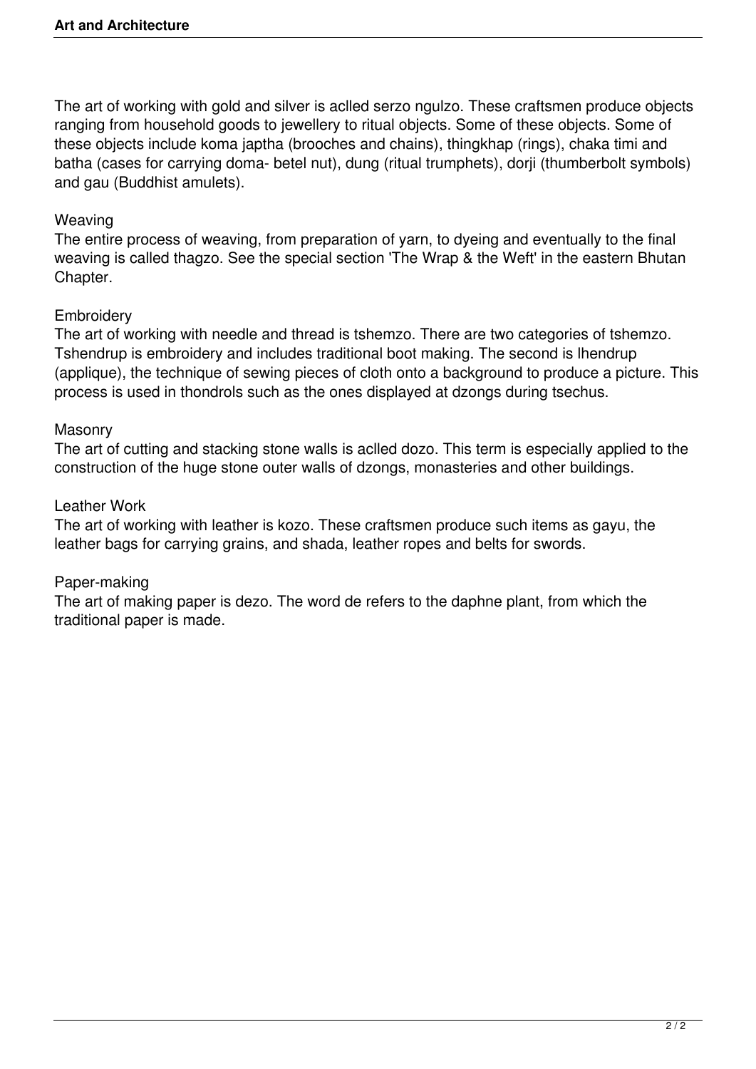The art of working with gold and silver is aclled serzo ngulzo. These craftsmen produce objects ranging from household goods to jewellery to ritual objects. Some of these objects. Some of these objects include koma japtha (brooches and chains), thingkhap (rings), chaka timi and batha (cases for carrying doma- betel nut), dung (ritual trumphets), dorji (thumberbolt symbols) and gau (Buddhist amulets).

### Weaving

The entire process of weaving, from preparation of yarn, to dyeing and eventually to the final weaving is called thagzo. See the special section 'The Wrap & the Weft' in the eastern Bhutan Chapter.

### Embroidery

The art of working with needle and thread is tshemzo. There are two categories of tshemzo. Tshendrup is embroidery and includes traditional boot making. The second is lhendrup (applique), the technique of sewing pieces of cloth onto a background to produce a picture. This process is used in thondrols such as the ones displayed at dzongs during tsechus.

### Masonry

The art of cutting and stacking stone walls is aclled dozo. This term is especially applied to the construction of the huge stone outer walls of dzongs, monasteries and other buildings.

### Leather Work

The art of working with leather is kozo. These craftsmen produce such items as gayu, the leather bags for carrying grains, and shada, leather ropes and belts for swords.

### Paper-making

The art of making paper is dezo. The word de refers to the daphne plant, from which the traditional paper is made.